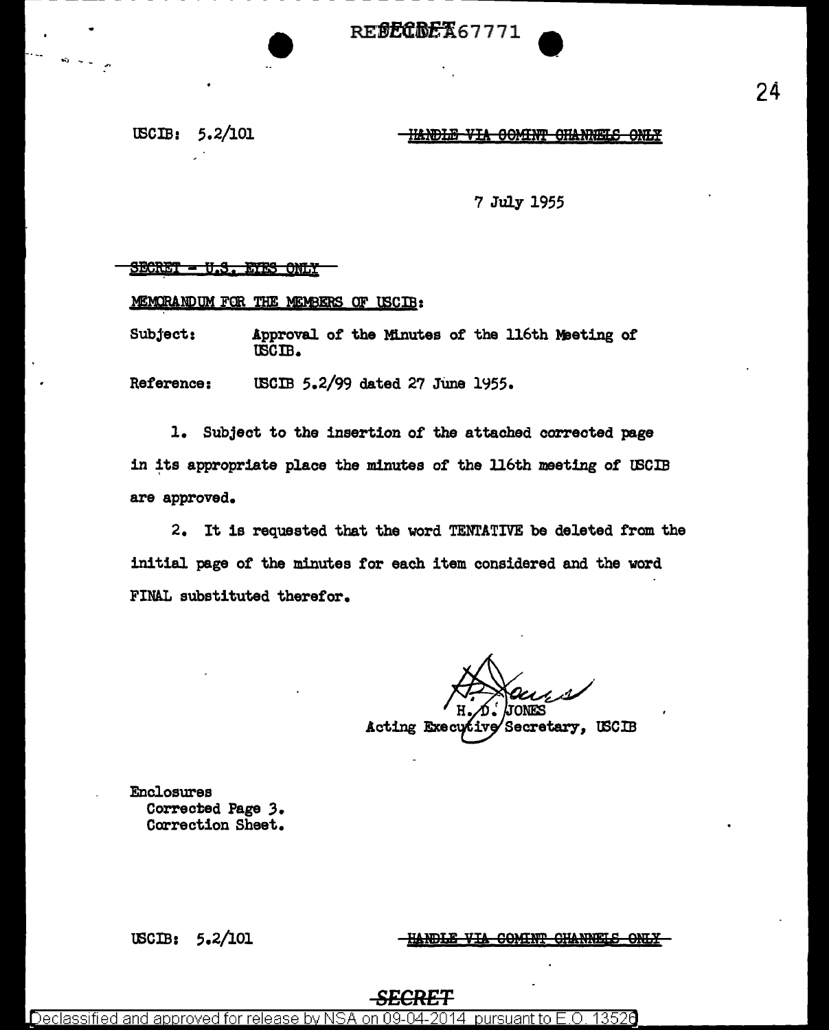USCIB: 5.2/101

~~HANDLE VIA COMINT CHANNELS ONLY~~

7 July 1955

~~SECRET - U.S. EYES ONLY~~

MEMORANDUM FOR THE MEMBERS OF USCIB:

Subject: Approval of the Minutes of the 116th Meeting of USCIB.

Reference: USCIB 5.2/99 dated 27 June 1955.

1. Subject to the insertion of the attached corrected page in its appropriate place the minutes of the 116th meeting of USCIB are approved.

2. It is requested that the word TENTATIVE be deleted from the initial page of the minutes for each item considered and the word FINAL substituted therefor.

H. D. JONES
Acting Executive Secretary, USCIB

Enclosures
Corrected Page 3.
Correction Sheet.

USCIB: 5.2/101

~~HANDLE VIA COMINT CHANNELS ONLY~~

~~SECRET~~

Declassified and approved for release by NSA on 09-04-2014 pursuant to E.O. 13526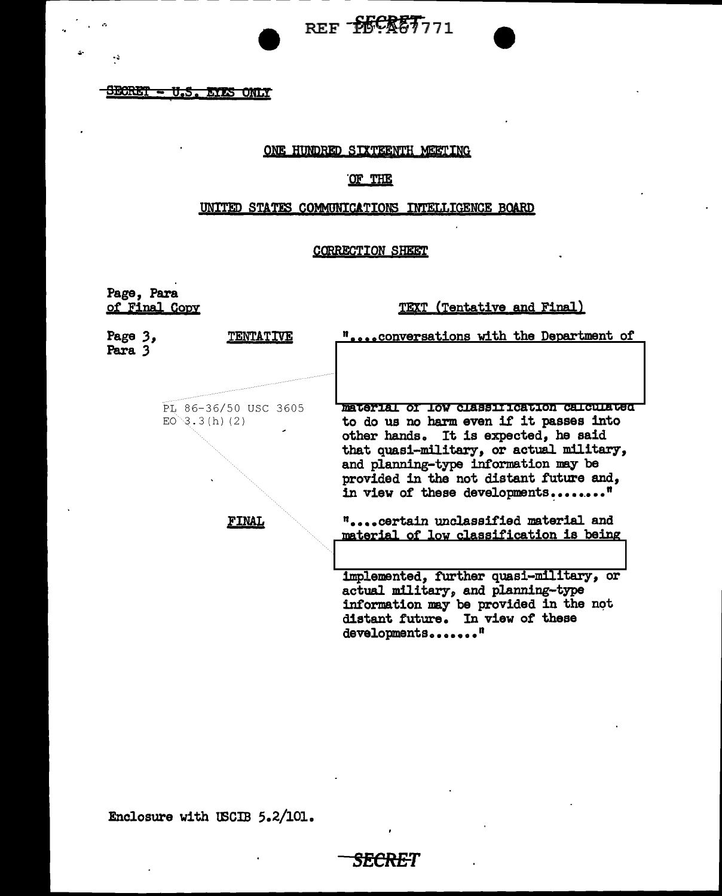SECRET - U.S. EYES ONLY

## ONE HUNDRED SIXTEENTH MEETING

## OF THE

## UNITED STATES COMMUNICATIONS INTELLIGENCE BOARD

## CORRECTION SHEET

| Page, Para of Final Copy | | TEXT (Tentative and Final) |
|---|---|---|
| Page 3, Para 3 | TENTATIVE | "....conversations with the Department of [redacted] material of low classification calculated to do us no harm even if it passes into other hands. It is expected, he said that quasi-military, or actual military, and planning-type information may be provided in the not distant future and, in view of these developments........" |
| | PL 86-36/50 USC 3605 EO 3.3(h)(2) | |
| | FINAL | "....certain unclassified material and material of low classification is being [redacted] implemented, further quasi-military, or actual military, and planning-type information may be provided in the not distant future. In view of these developments......." |

Enclosure with USCIB 5.2/101.

SECRET